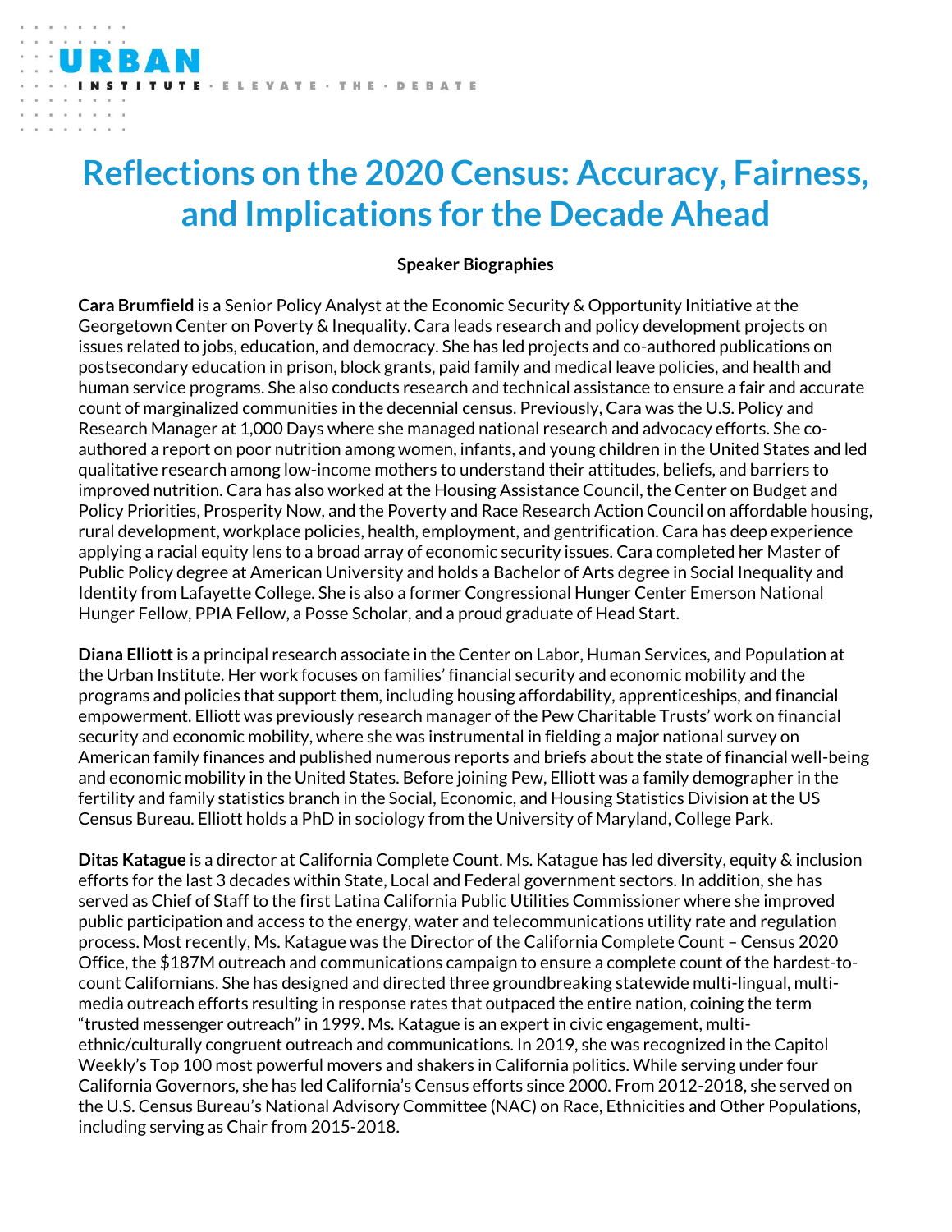# Reflections on the 2020 Census: Accuracy, Fairness, and Implications for the Decade Ahead

**Speaker Biographies**

**Cara Brumfield** is a Senior Policy Analyst at the Economic Security & Opportunity Initiative at the Georgetown Center on Poverty & Inequality. Cara leads research and policy development projects on issues related to jobs, education, and democracy. She has led projects and co-authored publications on postsecondary education in prison, block grants, paid family and medical leave policies, and health and human service programs. She also conducts research and technical assistance to ensure a fair and accurate count of marginalized communities in the decennial census. Previously, Cara was the U.S. Policy and Research Manager at 1,000 Days where she managed national research and advocacy efforts. She co-authored a report on poor nutrition among women, infants, and young children in the United States and led qualitative research among low-income mothers to understand their attitudes, beliefs, and barriers to improved nutrition. Cara has also worked at the Housing Assistance Council, the Center on Budget and Policy Priorities, Prosperity Now, and the Poverty and Race Research Action Council on affordable housing, rural development, workplace policies, health, employment, and gentrification. Cara has deep experience applying a racial equity lens to a broad array of economic security issues. Cara completed her Master of Public Policy degree at American University and holds a Bachelor of Arts degree in Social Inequality and Identity from Lafayette College. She is also a former Congressional Hunger Center Emerson National Hunger Fellow, PPIA Fellow, a Posse Scholar, and a proud graduate of Head Start.

**Diana Elliott** is a principal research associate in the Center on Labor, Human Services, and Population at the Urban Institute. Her work focuses on families' financial security and economic mobility and the programs and policies that support them, including housing affordability, apprenticeships, and financial empowerment. Elliott was previously research manager of the Pew Charitable Trusts' work on financial security and economic mobility, where she was instrumental in fielding a major national survey on American family finances and published numerous reports and briefs about the state of financial well-being and economic mobility in the United States. Before joining Pew, Elliott was a family demographer in the fertility and family statistics branch in the Social, Economic, and Housing Statistics Division at the US Census Bureau. Elliott holds a PhD in sociology from the University of Maryland, College Park.

**Ditas Katague** is a director at California Complete Count. Ms. Katague has led diversity, equity & inclusion efforts for the last 3 decades within State, Local and Federal government sectors. In addition, she has served as Chief of Staff to the first Latina California Public Utilities Commissioner where she improved public participation and access to the energy, water and telecommunications utility rate and regulation process. Most recently, Ms. Katague was the Director of the California Complete Count – Census 2020 Office, the $187M outreach and communications campaign to ensure a complete count of the hardest-to-count Californians. She has designed and directed three groundbreaking statewide multi-lingual, multi-media outreach efforts resulting in response rates that outpaced the entire nation, coining the term "trusted messenger outreach" in 1999. Ms. Katague is an expert in civic engagement, multi-ethnic/culturally congruent outreach and communications. In 2019, she was recognized in the Capitol Weekly's Top 100 most powerful movers and shakers in California politics. While serving under four California Governors, she has led California's Census efforts since 2000. From 2012-2018, she served on the U.S. Census Bureau's National Advisory Committee (NAC) on Race, Ethnicities and Other Populations, including serving as Chair from 2015-2018.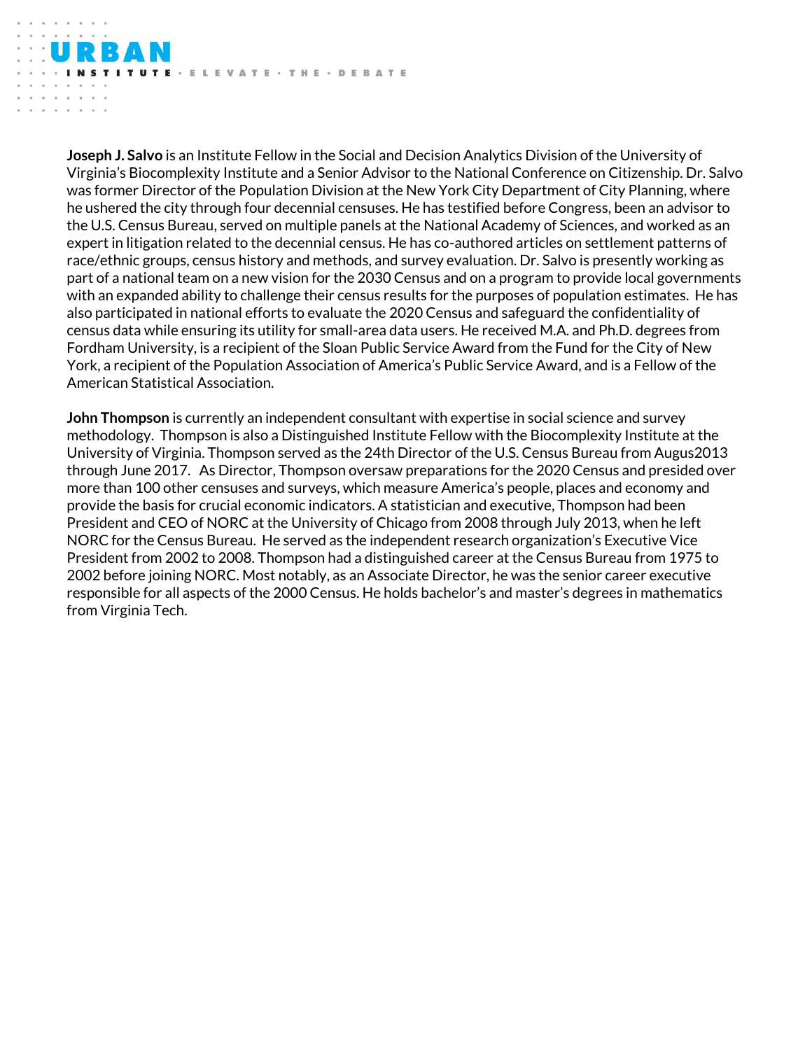**Joseph J. Salvo** is an Institute Fellow in the Social and Decision Analytics Division of the University of Virginia's Biocomplexity Institute and a Senior Advisor to the National Conference on Citizenship. Dr. Salvo was former Director of the Population Division at the New York City Department of City Planning, where he ushered the city through four decennial censuses. He has testified before Congress, been an advisor to the U.S. Census Bureau, served on multiple panels at the National Academy of Sciences, and worked as an expert in litigation related to the decennial census. He has co-authored articles on settlement patterns of race/ethnic groups, census history and methods, and survey evaluation. Dr. Salvo is presently working as part of a national team on a new vision for the 2030 Census and on a program to provide local governments with an expanded ability to challenge their census results for the purposes of population estimates. He has also participated in national efforts to evaluate the 2020 Census and safeguard the confidentiality of census data while ensuring its utility for small-area data users. He received M.A. and Ph.D. degrees from Fordham University, is a recipient of the Sloan Public Service Award from the Fund for the City of New York, a recipient of the Population Association of America's Public Service Award, and is a Fellow of the American Statistical Association.

**John Thompson** is currently an independent consultant with expertise in social science and survey methodology. Thompson is also a Distinguished Institute Fellow with the Biocomplexity Institute at the University of Virginia. Thompson served as the 24th Director of the U.S. Census Bureau from Augus2013 through June 2017. As Director, Thompson oversaw preparations for the 2020 Census and presided over more than 100 other censuses and surveys, which measure America's people, places and economy and provide the basis for crucial economic indicators. A statistician and executive, Thompson had been President and CEO of NORC at the University of Chicago from 2008 through July 2013, when he left NORC for the Census Bureau. He served as the independent research organization's Executive Vice President from 2002 to 2008. Thompson had a distinguished career at the Census Bureau from 1975 to 2002 before joining NORC. Most notably, as an Associate Director, he was the senior career executive responsible for all aspects of the 2000 Census. He holds bachelor's and master's degrees in mathematics from Virginia Tech.